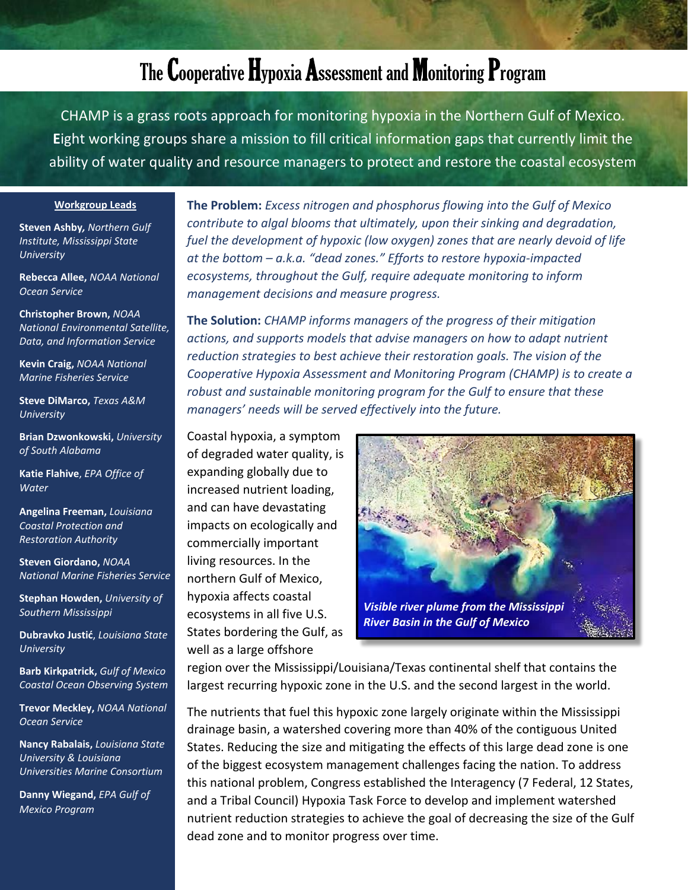# The Cooperative Hypoxia Assessment and Monitoring Program

CHAMP is a grass roots approach for monitoring hypoxia in the Northern Gulf of Mexico. Eight working groups share a mission to fill critical information gaps that currently limit the ability of water quality and resource managers to protect and restore the coastal ecosystem

**Workgroup Leads**

**Steven Ashby,** *Northern Gulf Institute, Mississippi State University*

**Rebecca Allee,** *NOAA National Ocean Service*

**Christopher Brown,** *NOAA National Environmental Satellite, Data, and Information Service*

**Kevin Craig,** *NOAA National Marine Fisheries Service*

**Steve DiMarco,** *Texas A&M University*

**Brian Dzwonkowski,** *University of South Alabama*

**Katie Flahive**, *EPA Office of Water*

**Angelina Freeman,** *Louisiana Coastal Protection and Restoration Authority*

**Steven Giordano,** *NOAA National Marine Fisheries Service*

**Stephan Howden,** *University of Southern Mississippi*

**Dubravko Justić**, *Louisiana State University*

**Barb Kirkpatrick,** *Gulf of Mexico Coastal Ocean Observing System*

**Trevor Meckley,** *NOAA National Ocean Service*

**Nancy Rabalais,** *Louisiana State University & Louisiana Universities Marine Consortium*

**Danny Wiegand,** *EPA Gulf of Mexico Program*

**The Problem:** *Excess nitrogen and phosphorus flowing into the Gulf of Mexico contribute to algal blooms that ultimately, upon their sinking and degradation, fuel the development of hypoxic (low oxygen) zones that are nearly devoid of life at the bottom – a.k.a. "dead zones." Efforts to restore hypoxia-impacted ecosystems, throughout the Gulf, require adequate monitoring to inform management decisions and measure progress.*

**The Solution:** *CHAMP informs managers of the progress of their mitigation actions, and supports models that advise managers on how to adapt nutrient reduction strategies to best achieve their restoration goals. The vision of the Cooperative Hypoxia Assessment and Monitoring Program (CHAMP) is to create a robust and sustainable monitoring program for the Gulf to ensure that these managers' needs will be served effectively into the future.*

Coastal hypoxia, a symptom of degraded water quality, is expanding globally due to increased nutrient loading, and can have devastating impacts on ecologically and commercially important living resources. In the northern Gulf of Mexico, hypoxia affects coastal ecosystems in all five U.S. States bordering the Gulf, as well as a large offshore region over the Mississippi/Louisiana/Texas continental shelf that contains the largest recurring hypoxic zone in the U.S. and the second largest in the world.

*Visible river plume from the Mississippi River Basin in the Gulf of Mexico*

The nutrients that fuel this hypoxic zone largely originate within the Mississippi drainage basin, a watershed covering more than 40% of the contiguous United States. Reducing the size and mitigating the effects of this large dead zone is one of the biggest ecosystem management challenges facing the nation. To address this national problem, Congress established the Interagency (7 Federal, 12 States, and a Tribal Council) Hypoxia Task Force to develop and implement watershed nutrient reduction strategies to achieve the goal of decreasing the size of the Gulf dead zone and to monitor progress over time.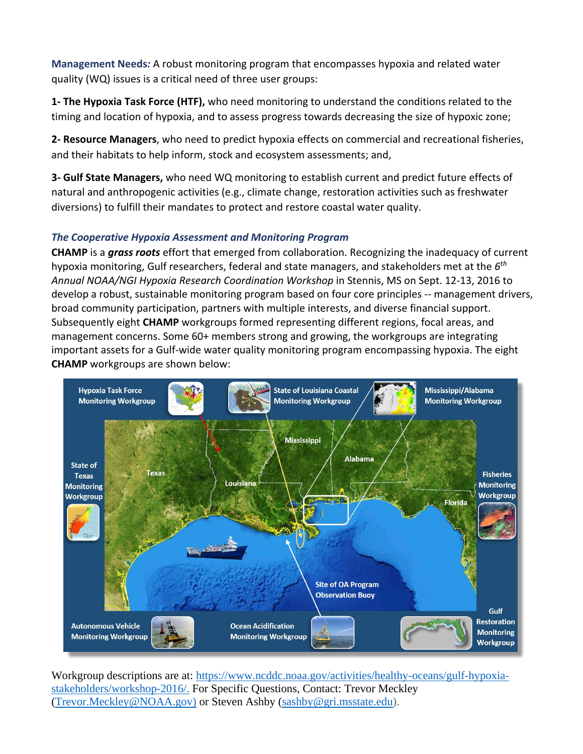**Management Needs***:* A robust monitoring program that encompasses hypoxia and related water quality (WQ) issues is a critical need of three user groups:

**1- The Hypoxia Task Force (HTF),** who need monitoring to understand the conditions related to the timing and location of hypoxia, and to assess progress towards decreasing the size of hypoxic zone;

**2- Resource Managers**, who need to predict hypoxia effects on commercial and recreational fisheries, and their habitats to help inform, stock and ecosystem assessments; and,

**3- Gulf State Managers,** who need WQ monitoring to establish current and predict future effects of natural and anthropogenic activities (e.g., climate change, restoration activities such as freshwater diversions) to fulfill their mandates to protect and restore coastal water quality.

### *The Cooperative Hypoxia Assessment and Monitoring Program*

**CHAMP** is a ***grass roots*** effort that emerged from collaboration. Recognizing the inadequacy of current hypoxia monitoring, Gulf researchers, federal and state managers, and stakeholders met at the *6th Annual NOAA/NGI Hypoxia Research Coordination Workshop* in Stennis, MS on Sept. 12-13, 2016 to develop a robust, sustainable monitoring program based on four core principles -- management drivers, broad community participation, partners with multiple interests, and diverse financial support. Subsequently eight **CHAMP** workgroups formed representing different regions, focal areas, and management concerns. Some 60+ members strong and growing, the workgroups are integrating important assets for a Gulf-wide water quality monitoring program encompassing hypoxia. The eight **CHAMP** workgroups are shown below:

Hypoxia Task Force Monitoring Workgroup

State of Louisiana Coastal Monitoring Workgroup

Mississippi/Alabama Monitoring Workgroup

State of Texas Monitoring Workgroup

Fisheries Monitoring Workgroup

Mississippi

Alabama

Texas

Louisiana

Florida

Site of OA Program Observation Buoy

Autonomous Vehicle Monitoring Workgroup

Ocean Acidification Monitoring Workgroup

Gulf Restoration Monitoring Workgroup

Workgroup descriptions are at: https://www.ncddc.noaa.gov/activities/healthy-oceans/gulf-hypoxia-stakeholders/workshop-2016/. For Specific Questions, Contact: Trevor Meckley (Trevor.Meckley@NOAA.gov) or Steven Ashby (sashby@gri.msstate.edu).